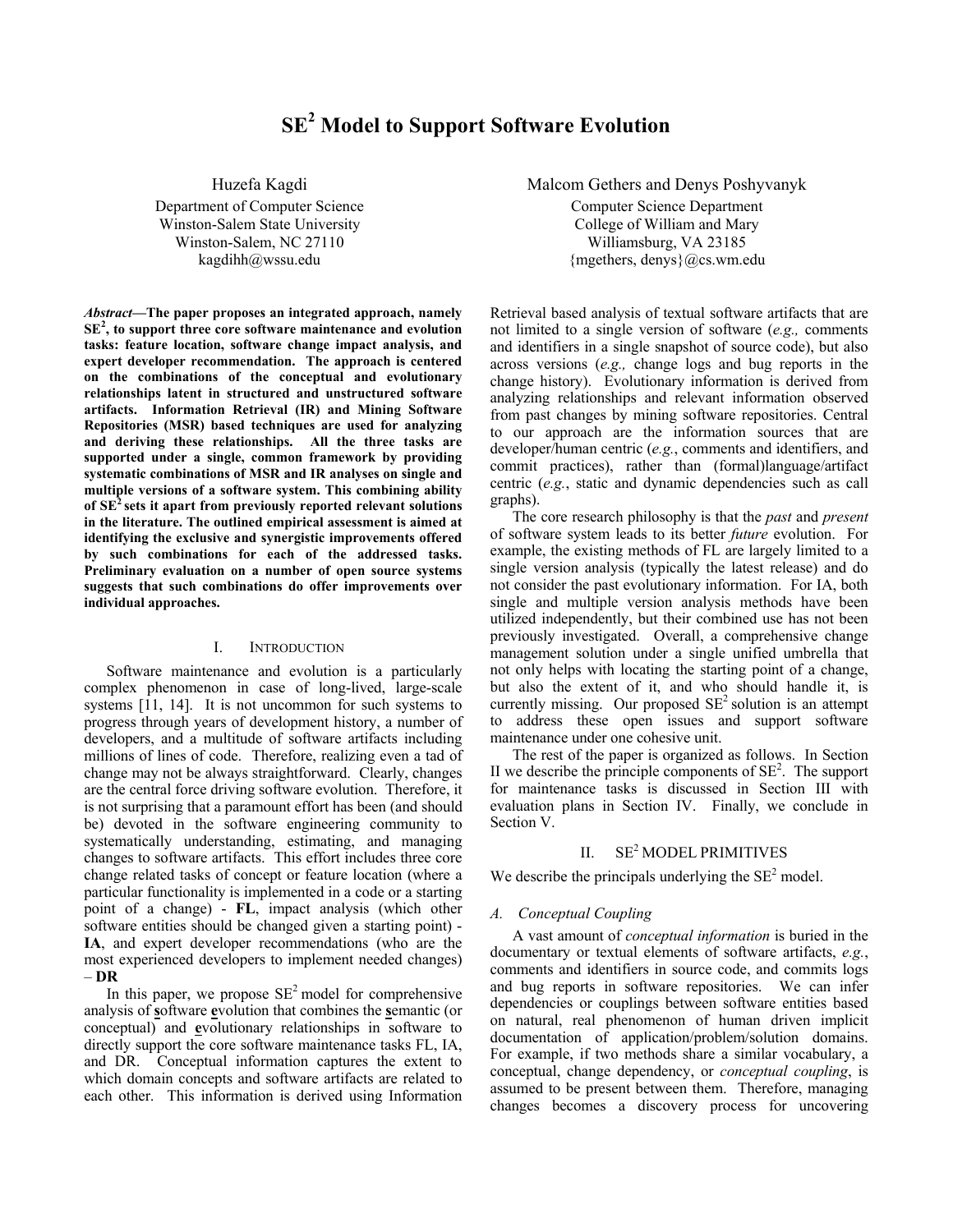# $SE^2$ Model to Support Software Evolution

Huzefa Kagdi
Department of Computer Science
Winston-Salem State University
Winston-Salem, NC 27110
kagdihh@wssu.edu

Malcom Gethers and Denys Poshyvanyk
Computer Science Department
College of William and Mary
Williamsburg, VA 23185
{mgethers, denys}@cs.wm.edu

***Abstract*—The paper proposes an integrated approach, namely $SE^2$, to support three core software maintenance and evolution tasks: feature location, software change impact analysis, and expert developer recommendation. The approach is centered on the combinations of the conceptual and evolutionary relationships latent in structured and unstructured software artifacts. Information Retrieval (IR) and Mining Software Repositories (MSR) based techniques are used for analyzing and deriving these relationships. All the three tasks are supported under a single, common framework by providing systematic combinations of MSR and IR analyses on single and multiple versions of a software system. This combining ability of $SE^2$ sets it apart from previously reported relevant solutions in the literature. The outlined empirical assessment is aimed at identifying the exclusive and synergistic improvements offered by such combinations for each of the addressed tasks. Preliminary evaluation on a number of open source systems suggests that such combinations do offer improvements over individual approaches.**

## I. INTRODUCTION

Software maintenance and evolution is a particularly complex phenomenon in case of long-lived, large-scale systems [11, 14]. It is not uncommon for such systems to progress through years of development history, a number of developers, and a multitude of software artifacts including millions of lines of code. Therefore, realizing even a tad of change may not be always straightforward. Clearly, changes are the central force driving software evolution. Therefore, it is not surprising that a paramount effort has been (and should be) devoted in the software engineering community to systematically understanding, estimating, and managing changes to software artifacts. This effort includes three core change related tasks of concept or feature location (where a particular functionality is implemented in a code or a starting point of a change) - **FL**, impact analysis (which other software entities should be changed given a starting point) - **IA**, and expert developer recommendations (who are the most experienced developers to implement needed changes) – **DR**

In this paper, we propose $SE^2$ model for comprehensive analysis of **s**oftware **e**volution that combines the **s**emantic (or conceptual) and **e**volutionary relationships in software to directly support the core software maintenance tasks FL, IA, and DR. Conceptual information captures the extent to which domain concepts and software artifacts are related to each other. This information is derived using Information Retrieval based analysis of textual software artifacts that are not limited to a single version of software (*e.g.,* comments and identifiers in a single snapshot of source code), but also across versions (*e.g.,* change logs and bug reports in the change history). Evolutionary information is derived from analyzing relationships and relevant information observed from past changes by mining software repositories. Central to our approach are the information sources that are developer/human centric (*e.g.*, comments and identifiers, and commit practices), rather than (formal)language/artifact centric (*e.g.*, static and dynamic dependencies such as call graphs).

The core research philosophy is that the *past* and *present* of software system leads to its better *future* evolution. For example, the existing methods of FL are largely limited to a single version analysis (typically the latest release) and do not consider the past evolutionary information. For IA, both single and multiple version analysis methods have been utilized independently, but their combined use has not been previously investigated. Overall, a comprehensive change management solution under a single unified umbrella that not only helps with locating the starting point of a change, but also the extent of it, and who should handle it, is currently missing. Our proposed $SE^2$ solution is an attempt to address these open issues and support software maintenance under one cohesive unit.

The rest of the paper is organized as follows. In Section II we describe the principle components of $SE^2$. The support for maintenance tasks is discussed in Section III with evaluation plans in Section IV. Finally, we conclude in Section V.

## II. $SE^2$ MODEL PRIMITIVES

We describe the principals underlying the $SE^2$ model.

### *A. Conceptual Coupling*

A vast amount of *conceptual information* is buried in the documentary or textual elements of software artifacts, *e.g.*, comments and identifiers in source code, and commits logs and bug reports in software repositories. We can infer dependencies or couplings between software entities based on natural, real phenomenon of human driven implicit documentation of application/problem/solution domains. For example, if two methods share a similar vocabulary, a conceptual, change dependency, or *conceptual coupling*, is assumed to be present between them. Therefore, managing changes becomes a discovery process for uncovering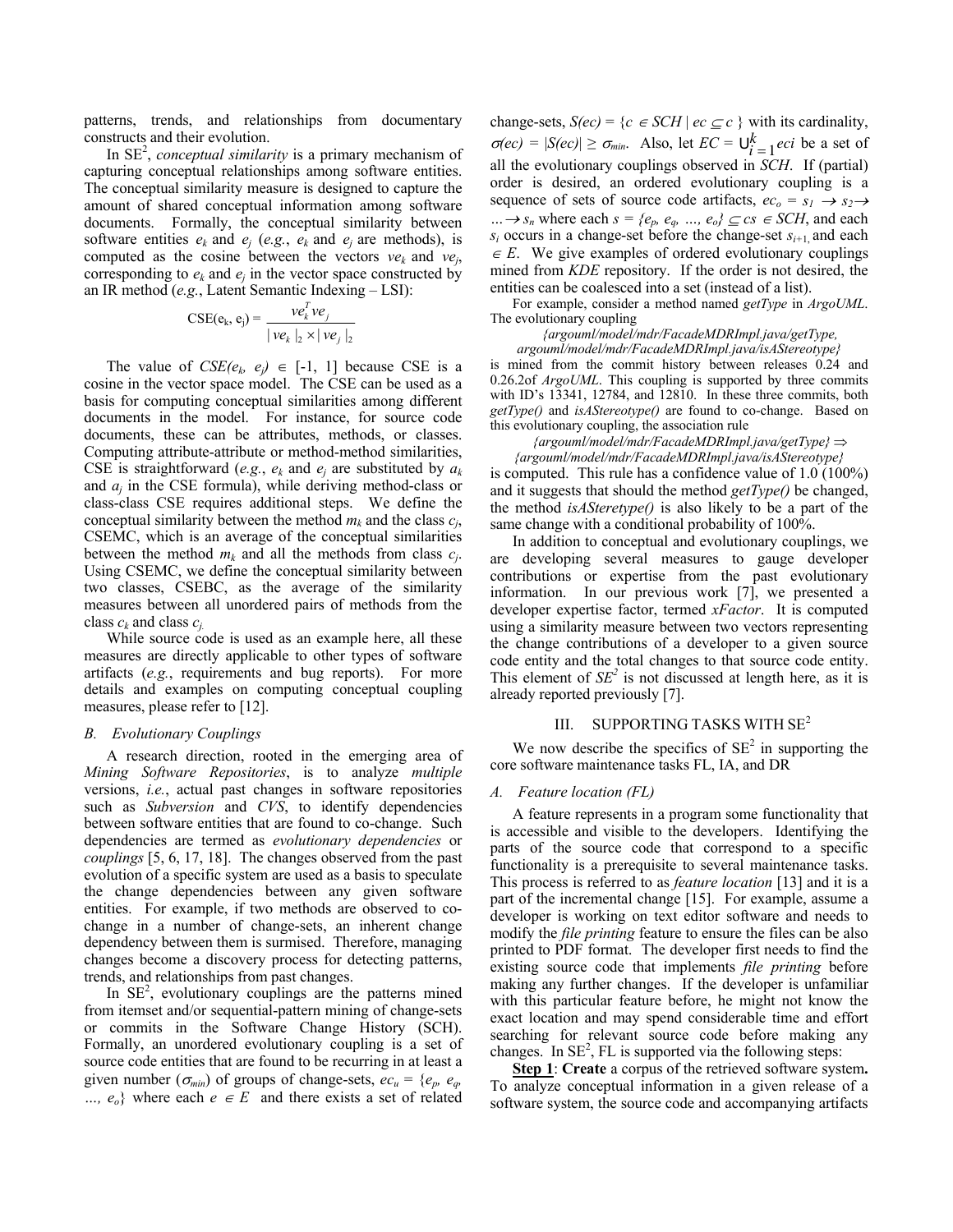patterns, trends, and relationships from documentary constructs and their evolution.

In SE$^2$, *conceptual similarity* is a primary mechanism of capturing conceptual relationships among software entities. The conceptual similarity measure is designed to capture the amount of shared conceptual information among software documents. Formally, the conceptual similarity between software entities $e_k$ and $e_j$ (*e.g.*, $e_k$ and $e_j$ are methods), is computed as the cosine between the vectors $ve_k$ and $ve_j$, corresponding to $e_k$ and $e_j$ in the vector space constructed by an IR method (*e.g.*, Latent Semantic Indexing – LSI):

$$\text{CSE}(e_k, e_j) = \frac{ve_k^T ve_j}{|ve_k|_2 \times |ve_j|_2}$$

The value of $CSE(e_k, e_j) \in [-1, 1]$ because CSE is a cosine in the vector space model. The CSE can be used as a basis for computing conceptual similarities among different documents in the model. For instance, for source code documents, these can be attributes, methods, or classes. Computing attribute-attribute or method-method similarities, CSE is straightforward (*e.g.*, $e_k$ and $e_j$ are substituted by $a_k$ and $a_j$ in the CSE formula), while deriving method-class or class-class CSE requires additional steps. We define the conceptual similarity between the method $m_k$ and the class $c_j$, CSEMC, which is an average of the conceptual similarities between the method $m_k$ and all the methods from class $c_j$. Using CSEMC, we define the conceptual similarity between two classes, CSEBC, as the average of the similarity measures between all unordered pairs of methods from the class $c_k$ and class $c_j$.

While source code is used as an example here, all these measures are directly applicable to other types of software artifacts (*e.g.*, requirements and bug reports). For more details and examples on computing conceptual coupling measures, please refer to [12].

### *B. Evolutionary Couplings*

A research direction, rooted in the emerging area of *Mining Software Repositories*, is to analyze *multiple* versions, *i.e.*, actual past changes in software repositories such as *Subversion* and *CVS*, to identify dependencies between software entities that are found to co-change. Such dependencies are termed as *evolutionary dependencies* or *couplings* [5, 6, 17, 18]. The changes observed from the past evolution of a specific system are used as a basis to speculate the change dependencies between any given software entities. For example, if two methods are observed to co-change in a number of change-sets, an inherent change dependency between them is surmised. Therefore, managing changes become a discovery process for detecting patterns, trends, and relationships from past changes.

In SE$^2$, evolutionary couplings are the patterns mined from itemset and/or sequential-pattern mining of change-sets or commits in the Software Change History (SCH). Formally, an unordered evolutionary coupling is a set of source code entities that are found to be recurring in at least a given number ($\sigma_{min}$) of groups of change-sets, $ec_u = \{e_p, e_q, \ldots, e_o\}$ where each $e \in E$ and there exists a set of related change-sets, $S(ec) = \{c \in SCH \mid ec \subseteq c\}$ with its cardinality, $\sigma(ec) = |S(ec)| \geq \sigma_{min}$. Also, let $EC = \bigcup_{i=1}^{k} eci$ be a set of all the evolutionary couplings observed in *SCH*. If (partial) order is desired, an ordered evolutionary coupling is a sequence of sets of source code artifacts, $ec_o = s_1 \rightarrow s_2 \rightarrow \ldots \rightarrow s_n$ where each $s = \{e_p, e_q, \ldots, e_o\} \subseteq cs \in SCH$, and each $s_i$ occurs in a change-set before the change-set $s_{i+1}$, and each $\in E$. We give examples of ordered evolutionary couplings mined from *KDE* repository. If the order is not desired, the entities can be coalesced into a set (instead of a list).

For example, consider a method named *getType* in *ArgoUML*. The evolutionary coupling

*{argouml/model/mdr/FacadeMDRImpl.java/getType, argouml/model/mdr/FacadeMDRImpl.java/isAStereotype}*

is mined from the commit history between releases 0.24 and 0.26.2of *ArgoUML*. This coupling is supported by three commits with ID's 13341, 12784, and 12810. In these three commits, both *getType()* and *isAStereotype()* are found to co-change. Based on this evolutionary coupling, the association rule

*{argouml/model/mdr/FacadeMDRImpl.java/getType}* $\Rightarrow$ *{argouml/model/mdr/FacadeMDRImpl.java/isAStereotype}*

is computed. This rule has a confidence value of 1.0 (100%) and it suggests that should the method *getType()* be changed, the method *isASteretype()* is also likely to be a part of the same change with a conditional probability of 100%.

In addition to conceptual and evolutionary couplings, we are developing several measures to gauge developer contributions or expertise from the past evolutionary information. In our previous work [7], we presented a developer expertise factor, termed *xFactor*. It is computed using a similarity measure between two vectors representing the change contributions of a developer to a given source code entity and the total changes to that source code entity. This element of *SE$^2$* is not discussed at length here, as it is already reported previously [7].

## III. SUPPORTING TASKS WITH SE$^2$

We now describe the specifics of SE$^2$ in supporting the core software maintenance tasks FL, IA, and DR

### *A. Feature location (FL)*

A feature represents in a program some functionality that is accessible and visible to the developers. Identifying the parts of the source code that correspond to a specific functionality is a prerequisite to several maintenance tasks. This process is referred to as *feature location* [13] and it is a part of the incremental change [15]. For example, assume a developer is working on text editor software and needs to modify the *file printing* feature to ensure the files can be also printed to PDF format. The developer first needs to find the existing source code that implements *file printing* before making any further changes. If the developer is unfamiliar with this particular feature before, he might not know the exact location and may spend considerable time and effort searching for relevant source code before making any changes. In SE$^2$, FL is supported via the following steps:

**Step 1**: **Create** a corpus of the retrieved software system**.** To analyze conceptual information in a given release of a software system, the source code and accompanying artifacts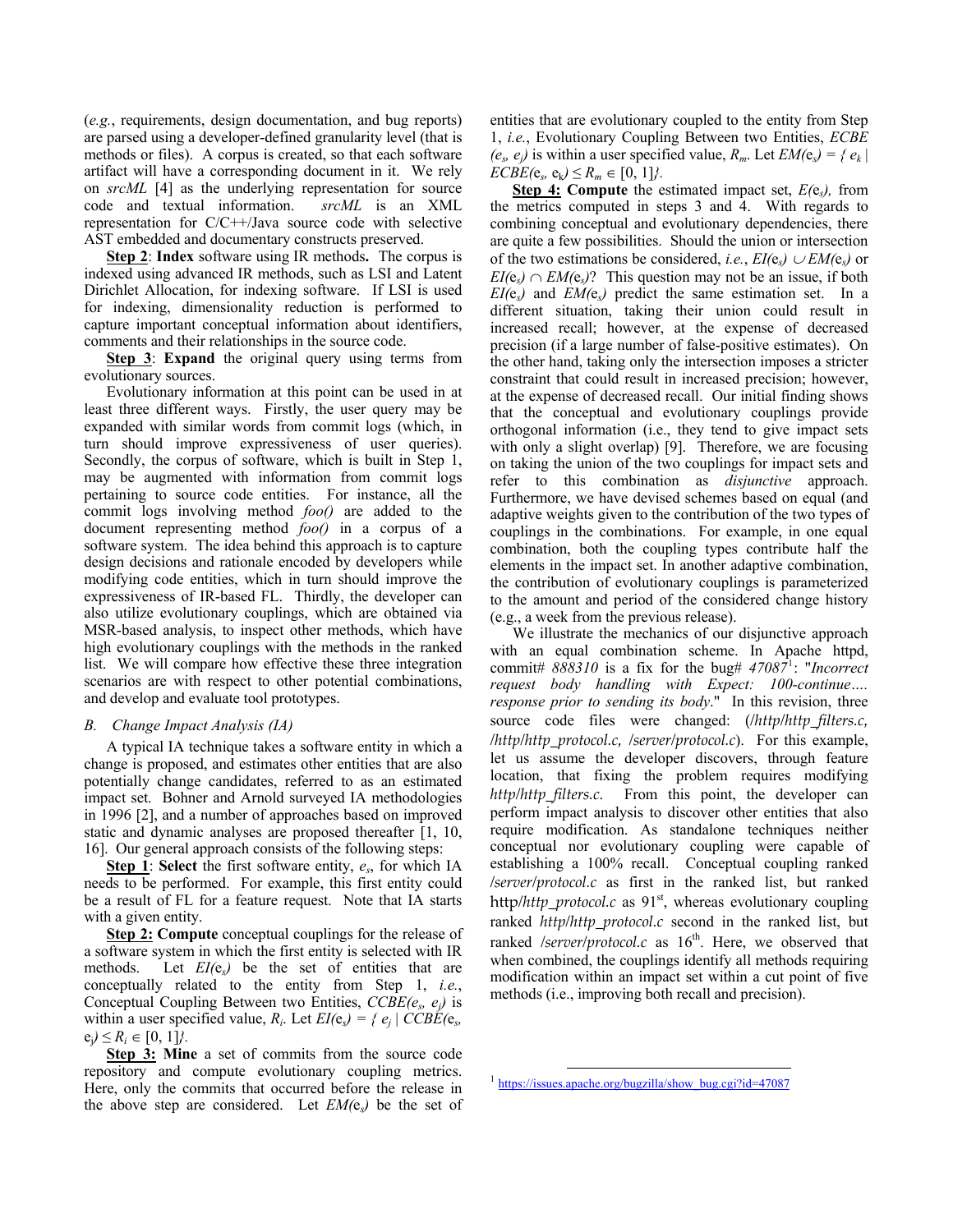(*e.g.*, requirements, design documentation, and bug reports) are parsed using a developer-defined granularity level (that is methods or files). A corpus is created, so that each software artifact will have a corresponding document in it. We rely on *srcML* [4] as the underlying representation for source code and textual information. *srcML* is an XML representation for C/C++/Java source code with selective AST embedded and documentary constructs preserved.

**Step 2**: **Index** software using IR methods**.** The corpus is indexed using advanced IR methods, such as LSI and Latent Dirichlet Allocation, for indexing software. If LSI is used for indexing, dimensionality reduction is performed to capture important conceptual information about identifiers, comments and their relationships in the source code.

**Step 3**: **Expand** the original query using terms from evolutionary sources.

Evolutionary information at this point can be used in at least three different ways. Firstly, the user query may be expanded with similar words from commit logs (which, in turn should improve expressiveness of user queries). Secondly, the corpus of software, which is built in Step 1, may be augmented with information from commit logs pertaining to source code entities. For instance, all the commit logs involving method *foo()* are added to the document representing method *foo()* in a corpus of a software system. The idea behind this approach is to capture design decisions and rationale encoded by developers while modifying code entities, which in turn should improve the expressiveness of IR-based FL. Thirdly, the developer can also utilize evolutionary couplings, which are obtained via MSR-based analysis, to inspect other methods, which have high evolutionary couplings with the methods in the ranked list. We will compare how effective these three integration scenarios are with respect to other potential combinations, and develop and evaluate tool prototypes.

### *B. Change Impact Analysis (IA)*

A typical IA technique takes a software entity in which a change is proposed, and estimates other entities that are also potentially change candidates, referred to as an estimated impact set. Bohner and Arnold surveyed IA methodologies in 1996 [2], and a number of approaches based on improved static and dynamic analyses are proposed thereafter [1, 10, 16]. Our general approach consists of the following steps:

**Step 1**: **Select** the first software entity, $e_s$, for which IA needs to be performed. For example, this first entity could be a result of FL for a feature request. Note that IA starts with a given entity.

**Step 2: Compute** conceptual couplings for the release of a software system in which the first entity is selected with IR methods. Let $EI(e_s)$ be the set of entities that are conceptually related to the entity from Step 1, *i.e.*, Conceptual Coupling Between two Entities, $CCBE(e_s, e_j)$ is within a user specified value, $R_i$. Let $EI(e_s) = \{ e_j \mid CCBE(e_s, e_j) \leq R_i \in [0, 1]\}$.

**Step 3: Mine** a set of commits from the source code repository and compute evolutionary coupling metrics. Here, only the commits that occurred before the release in the above step are considered. Let $EM(e_s)$ be the set of entities that are evolutionary coupled to the entity from Step 1, *i.e.*, Evolutionary Coupling Between two Entities, $ECBE(e_s, e_j)$ is within a user specified value, $R_m$. Let $EM(e_s) = \{ e_k \mid ECBE(e_s, e_k) \leq R_m \in [0, 1]\}$.

**Step 4: Compute** the estimated impact set, $E(e_s)$, from the metrics computed in steps 3 and 4. With regards to combining conceptual and evolutionary dependencies, there are quite a few possibilities. Should the union or intersection of the two estimations be considered, *i.e.*, $EI(e_s) \cup EM(e_s)$ or $EI(e_s) \cap EM(e_s)$? This question may not be an issue, if both $EI(e_s)$ and $EM(e_s)$ predict the same estimation set. In a different situation, taking their union could result in increased recall; however, at the expense of decreased precision (if a large number of false-positive estimates). On the other hand, taking only the intersection imposes a stricter constraint that could result in increased precision; however, at the expense of decreased recall. Our initial finding shows that the conceptual and evolutionary couplings provide orthogonal information (i.e., they tend to give impact sets with only a slight overlap) [9]. Therefore, we are focusing on taking the union of the two couplings for impact sets and refer to this combination as *disjunctive* approach. Furthermore, we have devised schemes based on equal (and adaptive weights given to the contribution of the two types of couplings in the combinations. For example, in one equal combination, both the coupling types contribute half the elements in the impact set. In another adaptive combination, the contribution of evolutionary couplings is parameterized to the amount and period of the considered change history (e.g., a week from the previous release).

We illustrate the mechanics of our disjunctive approach with an equal combination scheme. In Apache httpd, commit# *888310* is a fix for the bug# *47087*[1]: "*Incorrect request body handling with Expect: 100-continue…. response prior to sending its body*." In this revision, three source code files were changed: (*/http/http_filters.c, /http/http_protocol.c, /server/protocol.c*). For this example, let us assume the developer discovers, through feature location, that fixing the problem requires modifying *http/http_filters.c*. From this point, the developer can perform impact analysis to discover other entities that also require modification. As standalone techniques neither conceptual nor evolutionary coupling were capable of establishing a 100% recall. Conceptual coupling ranked */server/protocol.c* as first in the ranked list, but ranked http/*http_protocol.c* as 91st, whereas evolutionary coupling ranked *http/http_protocol.c* second in the ranked list, but ranked */server/protocol.c* as 16th. Here, we observed that when combined, the couplings identify all methods requiring modification within an impact set within a cut point of five methods (i.e., improving both recall and precision).

[1] https://issues.apache.org/bugzilla/show_bug.cgi?id=47087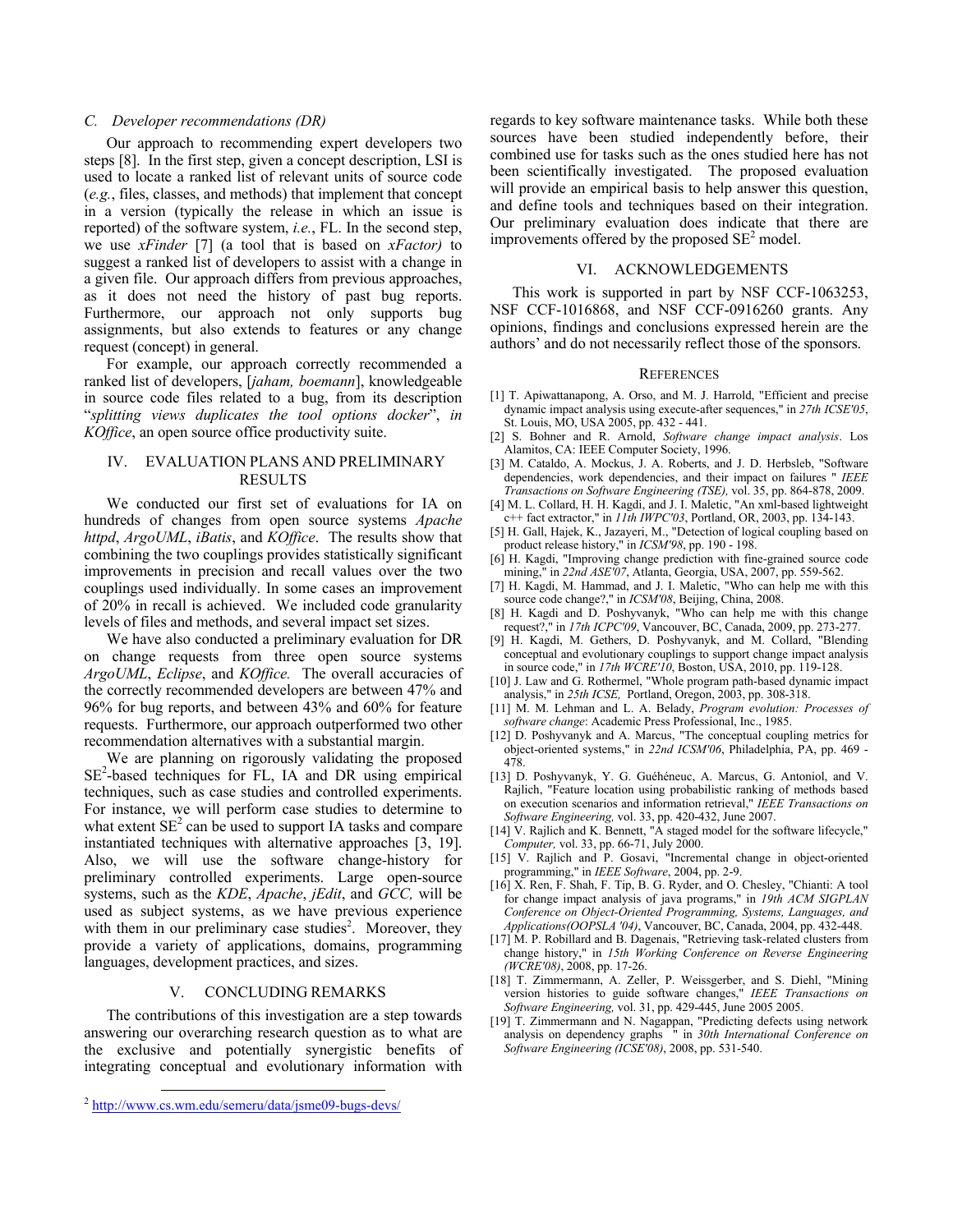### C. Developer recommendations (DR)

Our approach to recommending expert developers two steps [8]. In the first step, given a concept description, LSI is used to locate a ranked list of relevant units of source code (*e.g.*, files, classes, and methods) that implement that concept in a version (typically the release in which an issue is reported) of the software system, *i.e.*, FL. In the second step, we use *xFinder* [7] (a tool that is based on *xFactor)* to suggest a ranked list of developers to assist with a change in a given file. Our approach differs from previous approaches, as it does not need the history of past bug reports. Furthermore, our approach not only supports bug assignments, but also extends to features or any change request (concept) in general.

For example, our approach correctly recommended a ranked list of developers, [*jaham, boemann*], knowledgeable in source code files related to a bug, from its description "*splitting views duplicates the tool options docker*", *in KOffice*, an open source office productivity suite.

## IV. EVALUATION PLANS AND PRELIMINARY RESULTS

We conducted our first set of evaluations for IA on hundreds of changes from open source systems *Apache httpd*, *ArgoUML*, *iBatis*, and *KOffice*. The results show that combining the two couplings provides statistically significant improvements in precision and recall values over the two couplings used individually. In some cases an improvement of 20% in recall is achieved. We included code granularity levels of files and methods, and several impact set sizes.

We have also conducted a preliminary evaluation for DR on change requests from three open source systems *ArgoUML*, *Eclipse*, and *KOffice.* The overall accuracies of the correctly recommended developers are between 47% and 96% for bug reports, and between 43% and 60% for feature requests. Furthermore, our approach outperformed two other recommendation alternatives with a substantial margin.

We are planning on rigorously validating the proposed $SE^2$-based techniques for FL, IA and DR using empirical techniques, such as case studies and controlled experiments. For instance, we will perform case studies to determine to what extent $SE^2$ can be used to support IA tasks and compare instantiated techniques with alternative approaches [3, 19]. Also, we will use the software change-history for preliminary controlled experiments. Large open-source systems, such as the *KDE*, *Apache*, *jEdit*, and *GCC,* will be used as subject systems, as we have previous experience with them in our preliminary case studies[2]. Moreover, they provide a variety of applications, domains, programming languages, development practices, and sizes.

## V. CONCLUDING REMARKS

The contributions of this investigation are a step towards answering our overarching research question as to what are the exclusive and potentially synergistic benefits of integrating conceptual and evolutionary information with regards to key software maintenance tasks. While both these sources have been studied independently before, their combined use for tasks such as the ones studied here has not been scientifically investigated. The proposed evaluation will provide an empirical basis to help answer this question, and define tools and techniques based on their integration. Our preliminary evaluation does indicate that there are improvements offered by the proposed $SE^2$ model.

## VI. ACKNOWLEDGEMENTS

This work is supported in part by NSF CCF-1063253, NSF CCF-1016868, and NSF CCF-0916260 grants. Any opinions, findings and conclusions expressed herein are the authors' and do not necessarily reflect those of the sponsors.

## REFERENCES

[1] T. Apiwattanapong, A. Orso, and M. J. Harrold, "Efficient and precise dynamic impact analysis using execute-after sequences," in *27th ICSE'05*, St. Louis, MO, USA 2005, pp. 432 - 441.

[2] S. Bohner and R. Arnold, *Software change impact analysis*. Los Alamitos, CA: IEEE Computer Society, 1996.

[3] M. Cataldo, A. Mockus, J. A. Roberts, and J. D. Herbsleb, "Software dependencies, work dependencies, and their impact on failures " *IEEE Transactions on Software Engineering (TSE),* vol. 35, pp. 864-878, 2009.

[4] M. L. Collard, H. H. Kagdi, and J. I. Maletic, "An xml-based lightweight c++ fact extractor," in *11th IWPC'03*, Portland, OR, 2003, pp. 134-143.

[5] H. Gall, Hajek, K., Jazayeri, M., "Detection of logical coupling based on product release history," in *ICSM'98*, pp. 190 - 198.

[6] H. Kagdi, "Improving change prediction with fine-grained source code mining," in *22nd ASE'07*, Atlanta, Georgia, USA, 2007, pp. 559-562.

[7] H. Kagdi, M. Hammad, and J. I. Maletic, "Who can help me with this source code change?," in *ICSM'08*, Beijing, China, 2008.

[8] H. Kagdi and D. Poshyvanyk, "Who can help me with this change request?," in *17th ICPC'09*, Vancouver, BC, Canada, 2009, pp. 273-277.

[9] H. Kagdi, M. Gethers, D. Poshyvanyk, and M. Collard, "Blending conceptual and evolutionary couplings to support change impact analysis in source code," in *17th WCRE'10*, Boston, USA, 2010, pp. 119-128.

[10] J. Law and G. Rothermel, "Whole program path-based dynamic impact analysis," in *25th ICSE,* Portland, Oregon, 2003, pp. 308-318.

[11] M. M. Lehman and L. A. Belady, *Program evolution: Processes of software change*: Academic Press Professional, Inc., 1985.

[12] D. Poshyvanyk and A. Marcus, "The conceptual coupling metrics for object-oriented systems," in *22nd ICSM'06*, Philadelphia, PA, pp. 469 - 478.

[13] D. Poshyvanyk, Y. G. Guéhéneuc, A. Marcus, G. Antoniol, and V. Rajlich, "Feature location using probabilistic ranking of methods based on execution scenarios and information retrieval," *IEEE Transactions on Software Engineering,* vol. 33, pp. 420-432, June 2007.

[14] V. Rajlich and K. Bennett, "A staged model for the software lifecycle," *Computer,* vol. 33, pp. 66-71, July 2000.

[15] V. Rajlich and P. Gosavi, "Incremental change in object-oriented programming," in *IEEE Software*, 2004, pp. 2-9.

[16] X. Ren, F. Shah, F. Tip, B. G. Ryder, and O. Chesley, "Chianti: A tool for change impact analysis of java programs," in *19th ACM SIGPLAN Conference on Object-Oriented Programming, Systems, Languages, and Applications(OOPSLA '04)*, Vancouver, BC, Canada, 2004, pp. 432-448.

[17] M. P. Robillard and B. Dagenais, "Retrieving task-related clusters from change history," in *15th Working Conference on Reverse Engineering (WCRE'08)*, 2008, pp. 17-26.

[18] T. Zimmermann, A. Zeller, P. Weissgerber, and S. Diehl, "Mining version histories to guide software changes," *IEEE Transactions on Software Engineering,* vol. 31, pp. 429-445, June 2005 2005.

[19] T. Zimmermann and N. Nagappan, "Predicting defects using network analysis on dependency graphs " in *30th International Conference on Software Engineering (ICSE'08)*, 2008, pp. 531-540.

[2] http://www.cs.wm.edu/semeru/data/jsme09-bugs-devs/